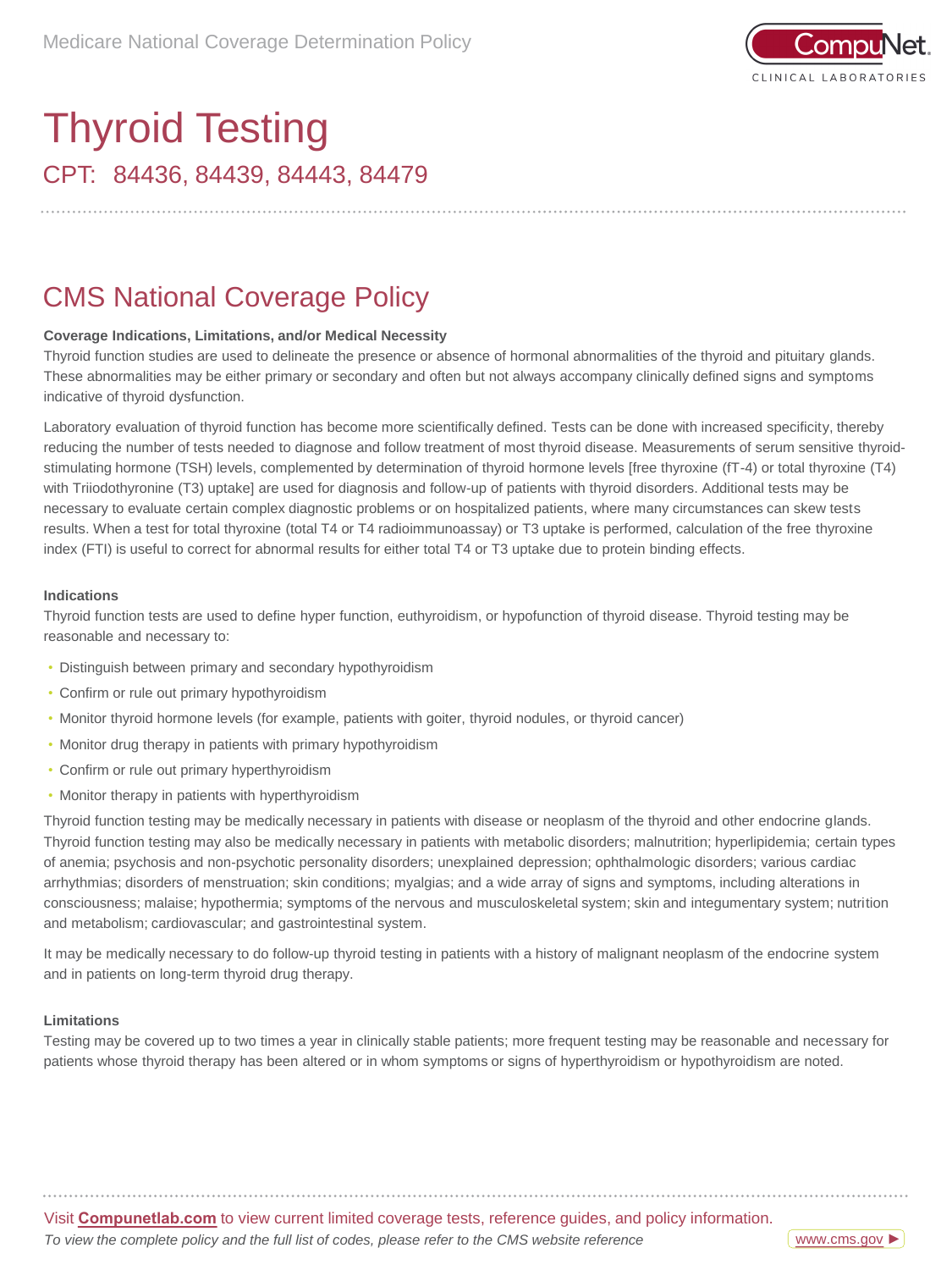# Thyroid Testing

## CPT: 84436, 84439, 84443, 84479

## CMS National Coverage Policy

**Coverage Indications, Limitations, and/or Medical Necessity**

Thyroid function studies are used to delineate the presence or absence of hormonal abnormalities of the thyroid and pituitary glands. These abnormalities may be either primary or secondary and often but not always accompany clinically defined signs and symptoms indicative of thyroid dysfunction.

Laboratory evaluation of thyroid function has become more scientifically defined. Tests can be done with increased specificity, thereby reducing the number of tests needed to diagnose and follow treatment of most thyroid disease. Measurements of serum sensitive thyroid-stimulating hormone (TSH) levels, complemented by determination of thyroid hormone levels [free thyroxine (fT-4) or total thyroxine (T4) with Triiodothyronine (T3) uptake] are used for diagnosis and follow-up of patients with thyroid disorders. Additional tests may be necessary to evaluate certain complex diagnostic problems or on hospitalized patients, where many circumstances can skew tests results. When a test for total thyroxine (total T4 or T4 radioimmunoassay) or T3 uptake is performed, calculation of the free thyroxine index (FTI) is useful to correct for abnormal results for either total T4 or T3 uptake due to protein binding effects.

**Indications**

Thyroid function tests are used to define hyper function, euthyroidism, or hypofunction of thyroid disease. Thyroid testing may be reasonable and necessary to:

- Distinguish between primary and secondary hypothyroidism
- Confirm or rule out primary hypothyroidism
- Monitor thyroid hormone levels (for example, patients with goiter, thyroid nodules, or thyroid cancer)
- Monitor drug therapy in patients with primary hypothyroidism
- Confirm or rule out primary hyperthyroidism
- Monitor therapy in patients with hyperthyroidism

Thyroid function testing may be medically necessary in patients with disease or neoplasm of the thyroid and other endocrine glands. Thyroid function testing may also be medically necessary in patients with metabolic disorders; malnutrition; hyperlipidemia; certain types of anemia; psychosis and non-psychotic personality disorders; unexplained depression; ophthalmologic disorders; various cardiac arrhythmias; disorders of menstruation; skin conditions; myalgias; and a wide array of signs and symptoms, including alterations in consciousness; malaise; hypothermia; symptoms of the nervous and musculoskeletal system; skin and integumentary system; nutrition and metabolism; cardiovascular; and gastrointestinal system.

It may be medically necessary to do follow-up thyroid testing in patients with a history of malignant neoplasm of the endocrine system and in patients on long-term thyroid drug therapy.

**Limitations**

Testing may be covered up to two times a year in clinically stable patients; more frequent testing may be reasonable and necessary for patients whose thyroid therapy has been altered or in whom symptoms or signs of hyperthyroidism or hypothyroidism are noted.

Visit **Compunetlab.com** to view current limited coverage tests, reference guides, and policy information.

*To view the complete policy and the full list of codes, please refer to the CMS website reference* www.cms.gov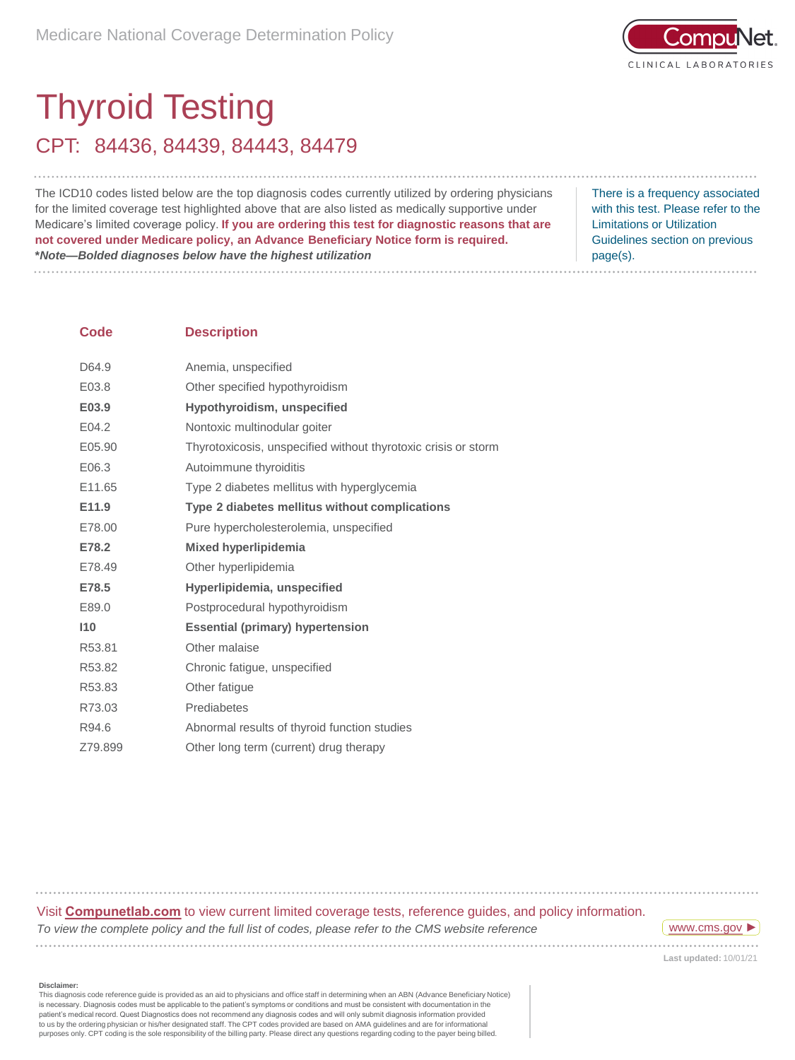Medicare National Coverage Determination Policy

CompuNet
CLINICAL LABORATORIES

# Thyroid Testing

## CPT: 84436, 84439, 84443, 84479

The ICD10 codes listed below are the top diagnosis codes currently utilized by ordering physicians for the limited coverage test highlighted above that are also listed as medically supportive under Medicare's limited coverage policy. **If you are ordering this test for diagnostic reasons that are not covered under Medicare policy, an Advance Beneficiary Notice form is required.**
***Note—Bolded diagnoses below have the highest utilization***

There is a frequency associated with this test. Please refer to the Limitations or Utilization Guidelines section on previous page(s).

| Code | Description |
| --- | --- |
| D64.9 | Anemia, unspecified |
| E03.8 | Other specified hypothyroidism |
| **E03.9** | **Hypothyroidism, unspecified** |
| E04.2 | Nontoxic multinodular goiter |
| E05.90 | Thyrotoxicosis, unspecified without thyrotoxic crisis or storm |
| E06.3 | Autoimmune thyroiditis |
| E11.65 | Type 2 diabetes mellitus with hyperglycemia |
| **E11.9** | **Type 2 diabetes mellitus without complications** |
| E78.00 | Pure hypercholesterolemia, unspecified |
| **E78.2** | **Mixed hyperlipidemia** |
| E78.49 | Other hyperlipidemia |
| **E78.5** | **Hyperlipidemia, unspecified** |
| E89.0 | Postprocedural hypothyroidism |
| **I10** | **Essential (primary) hypertension** |
| R53.81 | Other malaise |
| R53.82 | Chronic fatigue, unspecified |
| R53.83 | Other fatigue |
| R73.03 | Prediabetes |
| R94.6 | Abnormal results of thyroid function studies |
| Z79.899 | Other long term (current) drug therapy |

Visit **Compunetlab.com** to view current limited coverage tests, reference guides, and policy information.
*To view the complete policy and the full list of codes, please refer to the CMS website reference* www.cms.gov

**Last updated:** 10/01/21

**Disclaimer:**
This diagnosis code reference guide is provided as an aid to physicians and office staff in determining when an ABN (Advance Beneficiary Notice) is necessary. Diagnosis codes must be applicable to the patient's symptoms or conditions and must be consistent with documentation in the patient's medical record. Quest Diagnostics does not recommend any diagnosis codes and will only submit diagnosis information provided to us by the ordering physician or his/her designated staff. The CPT codes provided are based on AMA guidelines and are for informational purposes only. CPT coding is the sole responsibility of the billing party. Please direct any questions regarding coding to the payer being billed.